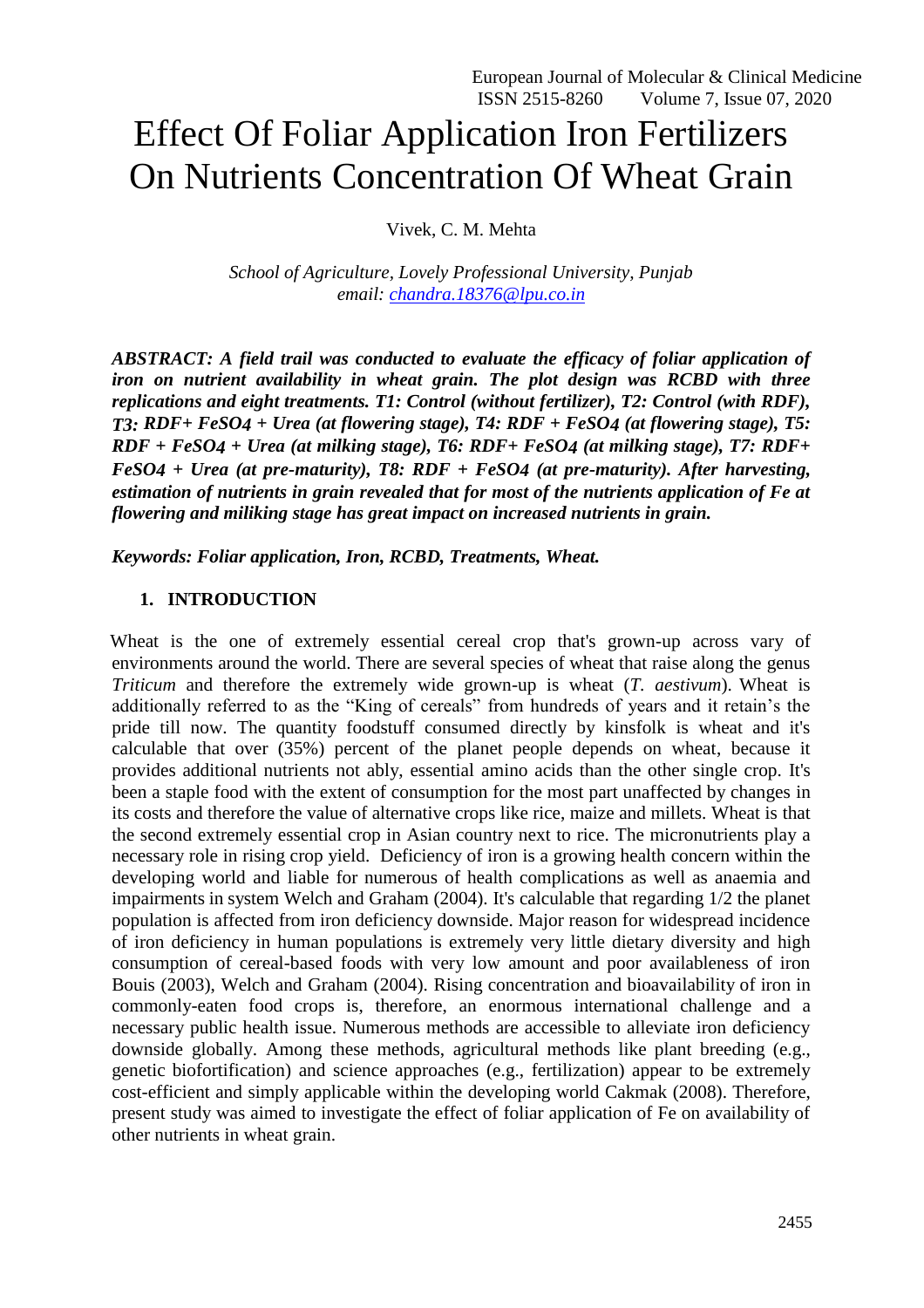# Effect Of Foliar Application Iron Fertilizers On Nutrients Concentration Of Wheat Grain

Vivek, C. M. Mehta

*School of Agriculture, Lovely Professional University, Punjab*
*email: chandra.18376@lpu.co.in*

***ABSTRACT: A field trail was conducted to evaluate the efficacy of foliar application of iron on nutrient availability in wheat grain. The plot design was RCBD with three replications and eight treatments. T1: Control (without fertilizer), T2: Control (with RDF), T3: RDF+ $FeSO_4$ + Urea (at flowering stage), T4: RDF + $FeSO_4$ (at flowering stage), T5: RDF + $FeSO_4$ + Urea (at milking stage), T6: RDF+ $FeSO_4$ (at milking stage), T7: RDF+ $FeSO_4$ + Urea (at pre-maturity), T8: RDF + $FeSO_4$ (at pre-maturity). After harvesting, estimation of nutrients in grain revealed that for most of the nutrients application of Fe at flowering and miliking stage has great impact on increased nutrients in grain.***

***Keywords: Foliar application, Iron, RCBD, Treatments, Wheat.***

## 1. INTRODUCTION

Wheat is the one of extremely essential cereal crop that's grown-up across vary of environments around the world. There are several species of wheat that raise along the genus *Triticum* and therefore the extremely wide grown-up is wheat (*T. aestivum*). Wheat is additionally referred to as the "King of cereals" from hundreds of years and it retain's the pride till now. The quantity foodstuff consumed directly by kinsfolk is wheat and it's calculable that over (35%) percent of the planet people depends on wheat, because it provides additional nutrients not ably, essential amino acids than the other single crop. It's been a staple food with the extent of consumption for the most part unaffected by changes in its costs and therefore the value of alternative crops like rice, maize and millets. Wheat is that the second extremely essential crop in Asian country next to rice. The micronutrients play a necessary role in rising crop yield. Deficiency of iron is a growing health concern within the developing world and liable for numerous of health complications as well as anaemia and impairments in system Welch and Graham (2004). It's calculable that regarding 1/2 the planet population is affected from iron deficiency downside. Major reason for widespread incidence of iron deficiency in human populations is extremely very little dietary diversity and high consumption of cereal-based foods with very low amount and poor availableness of iron Bouis (2003), Welch and Graham (2004). Rising concentration and bioavailability of iron in commonly-eaten food crops is, therefore, an enormous international challenge and a necessary public health issue. Numerous methods are accessible to alleviate iron deficiency downside globally. Among these methods, agricultural methods like plant breeding (e.g., genetic biofortification) and science approaches (e.g., fertilization) appear to be extremely cost-efficient and simply applicable within the developing world Cakmak (2008). Therefore, present study was aimed to investigate the effect of foliar application of Fe on availability of other nutrients in wheat grain.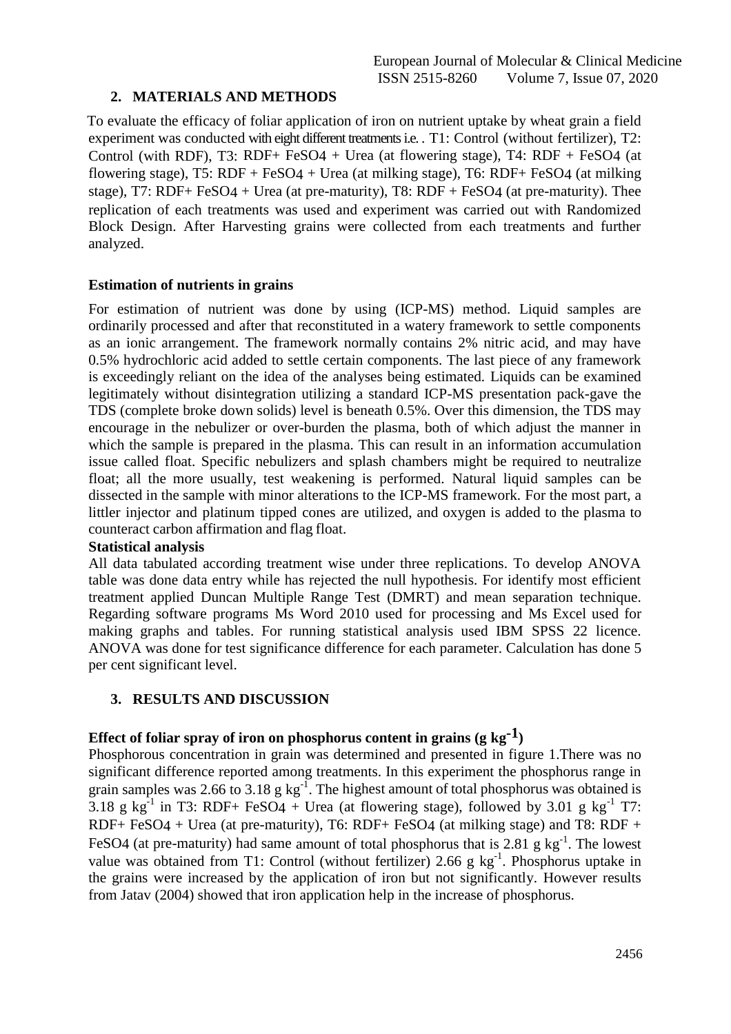## 2. MATERIALS AND METHODS

To evaluate the efficacy of foliar application of iron on nutrient uptake by wheat grain a field experiment was conducted with eight different treatments i.e. . T1: Control (without fertilizer), T2: Control (with RDF), T3: RDF+ $FeSO_4$ + Urea (at flowering stage), T4: RDF + $FeSO_4$ (at flowering stage), T5: RDF + $FeSO_4$ + Urea (at milking stage), T6: RDF+ $FeSO_4$ (at milking stage), T7: RDF+ $FeSO_4$ + Urea (at pre-maturity), T8: RDF + $FeSO_4$ (at pre-maturity). Thee replication of each treatments was used and experiment was carried out with Randomized Block Design. After Harvesting grains were collected from each treatments and further analyzed.

### Estimation of nutrients in grains

For estimation of nutrient was done by using (ICP-MS) method. Liquid samples are ordinarily processed and after that reconstituted in a watery framework to settle components as an ionic arrangement. The framework normally contains 2% nitric acid, and may have 0.5% hydrochloric acid added to settle certain components. The last piece of any framework is exceedingly reliant on the idea of the analyses being estimated. Liquids can be examined legitimately without disintegration utilizing a standard ICP-MS presentation pack-gave the TDS (complete broke down solids) level is beneath 0.5%. Over this dimension, the TDS may encourage in the nebulizer or over-burden the plasma, both of which adjust the manner in which the sample is prepared in the plasma. This can result in an information accumulation issue called float. Specific nebulizers and splash chambers might be required to neutralize float; all the more usually, test weakening is performed. Natural liquid samples can be dissected in the sample with minor alterations to the ICP-MS framework. For the most part, a littler injector and platinum tipped cones are utilized, and oxygen is added to the plasma to counteract carbon affirmation and flag float.

### Statistical analysis

All data tabulated according treatment wise under three replications. To develop ANOVA table was done data entry while has rejected the null hypothesis. For identify most efficient treatment applied Duncan Multiple Range Test (DMRT) and mean separation technique. Regarding software programs Ms Word 2010 used for processing and Ms Excel used for making graphs and tables. For running statistical analysis used IBM SPSS 22 licence. ANOVA was done for test significance difference for each parameter. Calculation has done 5 per cent significant level.

## 3. RESULTS AND DISCUSSION

### Effect of foliar spray of iron on phosphorus content in grains (g $kg^{-1}$)

Phosphorous concentration in grain was determined and presented in figure 1.There was no significant difference reported among treatments. In this experiment the phosphorus range in grain samples was 2.66 to 3.18 g $kg^{-1}$. The highest amount of total phosphorus was obtained is 3.18 g $kg^{-1}$ in T3: RDF+ $FeSO_4$ + Urea (at flowering stage), followed by 3.01 g $kg^{-1}$ T7: RDF+ $FeSO_4$ + Urea (at pre-maturity), T6: RDF+ $FeSO_4$ (at milking stage) and T8: RDF + $FeSO_4$ (at pre-maturity) had same amount of total phosphorus that is 2.81 g $kg^{-1}$. The lowest value was obtained from T1: Control (without fertilizer) 2.66 g $kg^{-1}$. Phosphorus uptake in the grains were increased by the application of iron but not significantly. However results from Jatav (2004) showed that iron application help in the increase of phosphorus.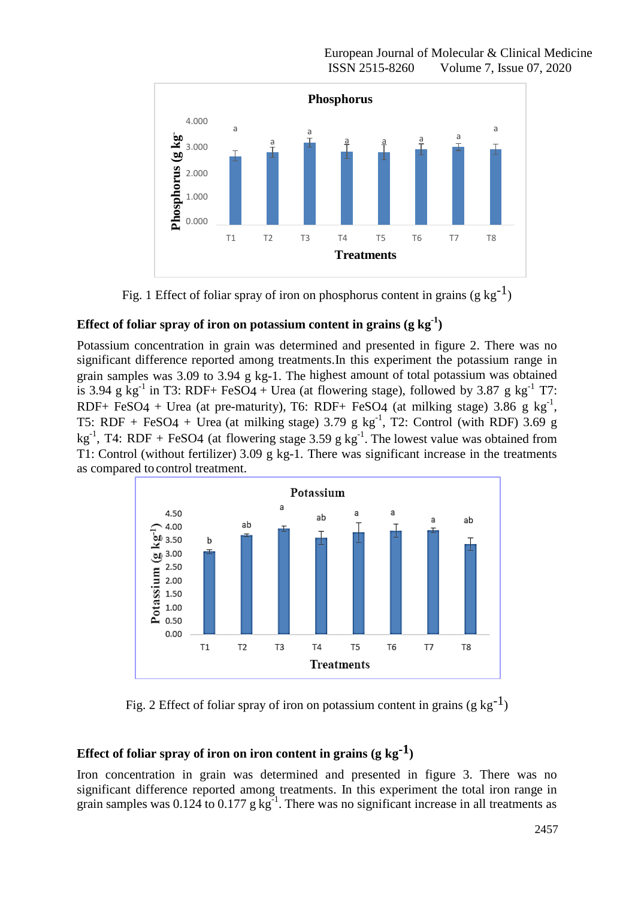Phosphorus

Phosphorus (g kg⁻

4.000
3.000
2.000
1.000
0.000

a a a a a a a a

T1 T2 T3 T4 T5 T6 T7 T8

Treatments

Fig. 1 Effect of foliar spray of iron on phosphorus content in grains (g kg$^{-1}$)

### Effect of foliar spray of iron on potassium content in grains (g kg$^{-1}$)

Potassium concentration in grain was determined and presented in figure 2. There was no significant difference reported among treatments.In this experiment the potassium range in grain samples was 3.09 to 3.94 g kg-1. The highest amount of total potassium was obtained is 3.94 g kg$^{-1}$ in T3: RDF+ $FeSO_4$ + Urea (at flowering stage), followed by 3.87 g kg$^{-1}$ T7: RDF+ $FeSO_4$ + Urea (at pre-maturity), T6: RDF+ $FeSO_4$ (at milking stage) 3.86 g kg$^{-1}$, T5: RDF + $FeSO_4$ + Urea (at milking stage) 3.79 g kg$^{-1}$, T2: Control (with RDF) 3.69 g kg$^{-1}$, T4: RDF + $FeSO_4$ (at flowering stage 3.59 g kg$^{-1}$. The lowest value was obtained from T1: Control (without fertilizer) 3.09 g kg-1. There was significant increase in the treatments as compared to control treatment.

Potassium

Potassium (g kg$^{-1}$)

4.50
4.00
3.50
3.00
2.50
2.00
1.50
1.00
0.50
0.00

b ab a ab a a a ab

T1 T2 T3 T4 T5 T6 T7 T8

Treatments

Fig. 2 Effect of foliar spray of iron on potassium content in grains (g kg$^{-1}$)

### Effect of foliar spray of iron on iron content in grains (g kg$^{-1}$)

Iron concentration in grain was determined and presented in figure 3. There was no significant difference reported among treatments. In this experiment the total iron range in grain samples was 0.124 to 0.177 g kg$^{-1}$. There was no significant increase in all treatments as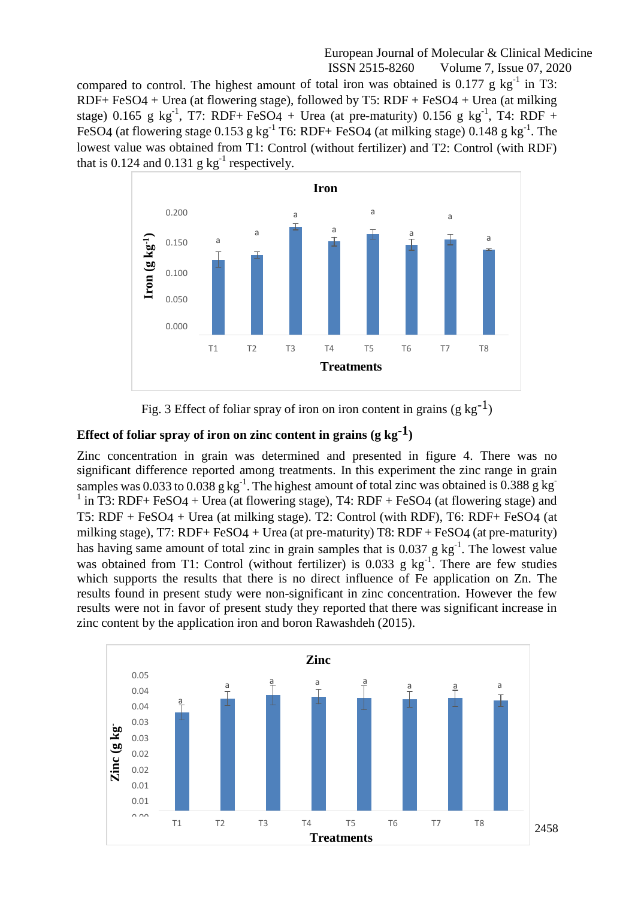compared to control. The highest amount of total iron was obtained is 0.177 g $kg^{-1}$ in T3: RDF+ FeSO4 + Urea (at flowering stage), followed by T5: RDF + FeSO4 + Urea (at milking stage) 0.165 g $kg^{-1}$, T7: RDF+ FeSO4 + Urea (at pre-maturity) 0.156 g $kg^{-1}$, T4: RDF + FeSO4 (at flowering stage 0.153 g $kg^{-1}$ T6: RDF+ FeSO4 (at milking stage) 0.148 g $kg^{-1}$. The lowest value was obtained from T1: Control (without fertilizer) and T2: Control (with RDF) that is 0.124 and 0.131 g $kg^{-1}$ respectively.

Iron

Iron (g $kg^{-1}$)

0.200
0.150
0.100
0.050
0.000

a a a a a a a a

T1 T2 T3 T4 T5 T6 T7 T8

Treatments

Fig. 3 Effect of foliar spray of iron on iron content in grains (g $kg^{-1}$)

## Effect of foliar spray of iron on zinc content in grains (g $kg^{-1}$)

Zinc concentration in grain was determined and presented in figure 4. There was no significant difference reported among treatments. In this experiment the zinc range in grain samples was 0.033 to 0.038 g $kg^{-1}$. The highest amount of total zinc was obtained is 0.388 g $kg^{-1}$ in T3: RDF+ FeSO4 + Urea (at flowering stage), T4: RDF + FeSO4 (at flowering stage) and T5: RDF + FeSO4 + Urea (at milking stage). T2: Control (with RDF), T6: RDF+ FeSO4 (at milking stage), T7: RDF+ FeSO4 + Urea (at pre-maturity) T8: RDF + FeSO4 (at pre-maturity) has having same amount of total zinc in grain samples that is 0.037 g $kg^{-1}$. The lowest value was obtained from T1: Control (without fertilizer) is 0.033 g $kg^{-1}$. There are few studies which supports the results that there is no direct influence of Fe application on Zn. The results found in present study were non-significant in zinc concentration. However the few results were not in favor of present study they reported that there was significant increase in zinc content by the application iron and boron Rawashdeh (2015).

Zinc

Zinc (g kg

0.05
0.04
0.04
0.03
0.03
0.02
0.02
0.01
0.01
0.00

a a a a a a a a

T1 T2 T3 T4 T5 T6 T7 T8

Treatments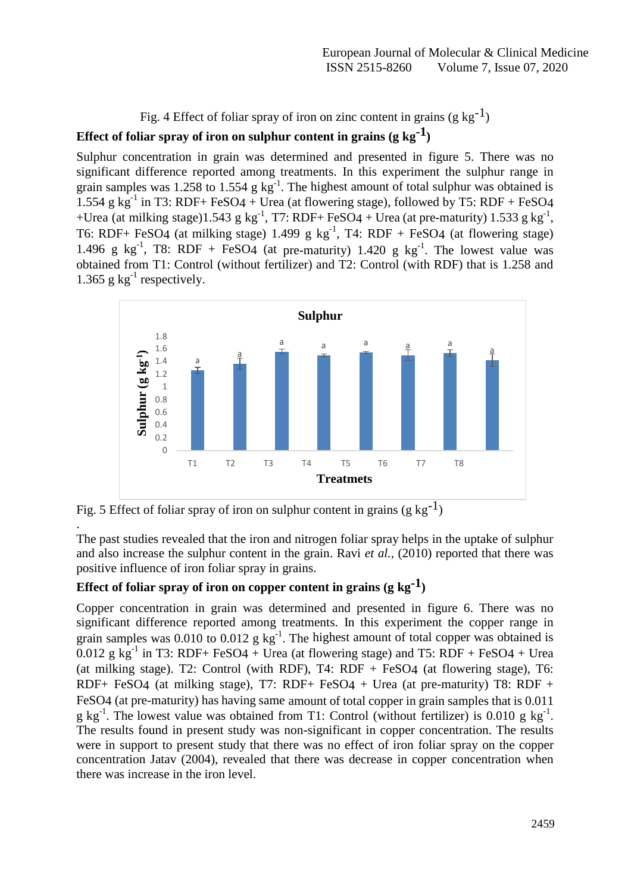Fig. 4 Effect of foliar spray of iron on zinc content in grains (g $kg^{-1}$)

### Effect of foliar spray of iron on sulphur content in grains (g $kg^{-1}$)

Sulphur concentration in grain was determined and presented in figure 5. There was no significant difference reported among treatments. In this experiment the sulphur range in grain samples was 1.258 to 1.554 g $kg^{-1}$. The highest amount of total sulphur was obtained is 1.554 g $kg^{-1}$ in T3: RDF+ FeSO4 + Urea (at flowering stage), followed by T5: RDF + FeSO4 +Urea (at milking stage)1.543 g $kg^{-1}$, T7: RDF+ FeSO4 + Urea (at pre-maturity) 1.533 g $kg^{-1}$, T6: RDF+ FeSO4 (at milking stage) 1.499 g $kg^{-1}$, T4: RDF + FeSO4 (at flowering stage) 1.496 g $kg^{-1}$, T8: RDF + FeSO4 (at pre-maturity) 1.420 g $kg^{-1}$. The lowest value was obtained from T1: Control (without fertilizer) and T2: Control (with RDF) that is 1.258 and 1.365 g $kg^{-1}$ respectively.

Sulphur

Sulphur (g $kg^{-1}$)

1.8
1.6
1.4
1.2
1
0.8
0.6
0.4
0.2
0

a a a a a a a a

T1 T2 T3 T4 T5 T6 T7 T8

Treatmets

Fig. 5 Effect of foliar spray of iron on sulphur content in grains (g $kg^{-1}$)

.

The past studies revealed that the iron and nitrogen foliar spray helps in the uptake of sulphur and also increase the sulphur content in the grain. Ravi *et al.*, (2010) reported that there was positive influence of iron foliar spray in grains.

### Effect of foliar spray of iron on copper content in grains (g $kg^{-1}$)

Copper concentration in grain was determined and presented in figure 6. There was no significant difference reported among treatments. In this experiment the copper range in grain samples was 0.010 to 0.012 g $kg^{-1}$. The highest amount of total copper was obtained is 0.012 g $kg^{-1}$ in T3: RDF+ FeSO4 + Urea (at flowering stage) and T5: RDF + FeSO4 + Urea (at milking stage). T2: Control (with RDF), T4: RDF + FeSO4 (at flowering stage), T6: RDF+ FeSO4 (at milking stage), T7: RDF+ FeSO4 + Urea (at pre-maturity) T8: RDF + FeSO4 (at pre-maturity) has having same amount of total copper in grain samples that is 0.011 g $kg^{-1}$. The lowest value was obtained from T1: Control (without fertilizer) is 0.010 g $kg^{-1}$. The results found in present study was non-significant in copper concentration. The results were in support to present study that there was no effect of iron foliar spray on the copper concentration Jatav (2004), revealed that there was decrease in copper concentration when there was increase in the iron level.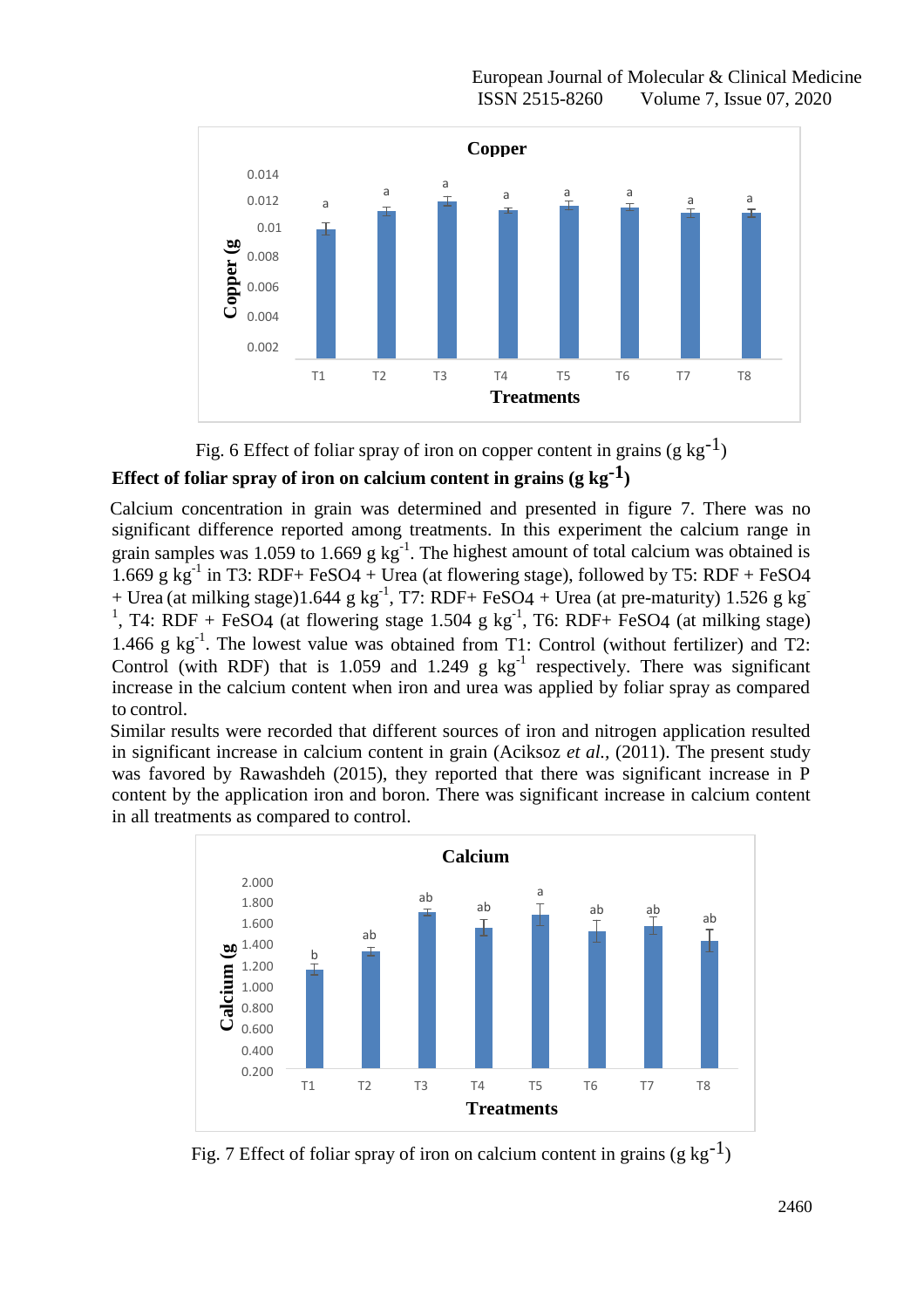Copper

0.014
0.012
0.01
0.008
0.006
0.004
0.002

Copper (g

a a a a a a a a

T1 T2 T3 T4 T5 T6 T7 T8

Treatments

Fig. 6 Effect of foliar spray of iron on copper content in grains (g kg$^{-1}$)

**Effect of foliar spray of iron on calcium content in grains (g kg$^{-1}$)**

Calcium concentration in grain was determined and presented in figure 7. There was no significant difference reported among treatments. In this experiment the calcium range in grain samples was 1.059 to 1.669 g kg$^{-1}$. The highest amount of total calcium was obtained is 1.669 g kg$^{-1}$ in T3: RDF+ FeSO4 + Urea (at flowering stage), followed by T5: RDF + FeSO4 + Urea (at milking stage)1.644 g kg$^{-1}$, T7: RDF+ FeSO4 + Urea (at pre-maturity) 1.526 g kg$^{-1}$, T4: RDF + FeSO4 (at flowering stage 1.504 g kg$^{-1}$, T6: RDF+ FeSO4 (at milking stage) 1.466 g kg$^{-1}$. The lowest value was obtained from T1: Control (without fertilizer) and T2: Control (with RDF) that is 1.059 and 1.249 g kg$^{-1}$ respectively. There was significant increase in the calcium content when iron and urea was applied by foliar spray as compared to control.

Similar results were recorded that different sources of iron and nitrogen application resulted in significant increase in calcium content in grain (Aciksoz *et al.*, (2011). The present study was favored by Rawashdeh (2015), they reported that there was significant increase in P content by the application iron and boron. There was significant increase in calcium content in all treatments as compared to control.

Calcium

2.000
1.800
1.600
1.400
1.200
1.000
0.800
0.600
0.400
0.200

Calcium (g

b ab ab ab a ab ab ab

T1 T2 T3 T4 T5 T6 T7 T8

Treatments

Fig. 7 Effect of foliar spray of iron on calcium content in grains (g kg$^{-1}$)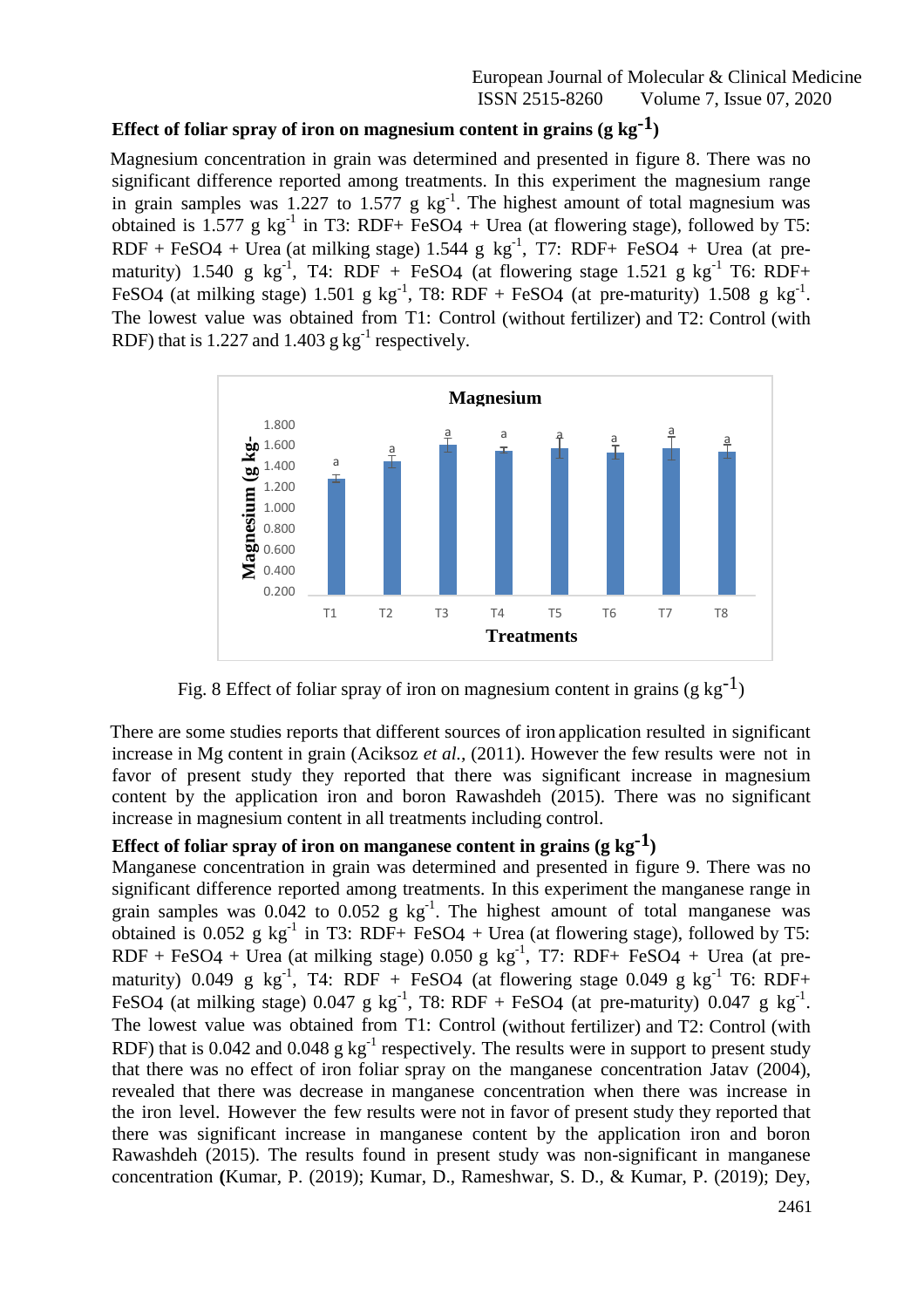## Effect of foliar spray of iron on magnesium content in grains (g $kg^{-1}$)

Magnesium concentration in grain was determined and presented in figure 8. There was no significant difference reported among treatments. In this experiment the magnesium range in grain samples was 1.227 to 1.577 g $kg^{-1}$. The highest amount of total magnesium was obtained is 1.577 g $kg^{-1}$ in T3: RDF+ $FeSO_4$ + Urea (at flowering stage), followed by T5: RDF + $FeSO_4$ + Urea (at milking stage) 1.544 g $kg^{-1}$, T7: RDF+ $FeSO_4$ + Urea (at pre-maturity) 1.540 g $kg^{-1}$, T4: RDF + $FeSO_4$ (at flowering stage 1.521 g $kg^{-1}$ T6: RDF+ $FeSO_4$ (at milking stage) 1.501 g $kg^{-1}$, T8: RDF + $FeSO_4$ (at pre-maturity) 1.508 g $kg^{-1}$. The lowest value was obtained from T1: Control (without fertilizer) and T2: Control (with RDF) that is 1.227 and 1.403 g $kg^{-1}$ respectively.

Magnesium

Magnesium (g kg-

1.800
1.600
1.400
1.200
1.000
0.800
0.600
0.400
0.200

a a a a a a a a

T1 T2 T3 T4 T5 T6 T7 T8

Treatments

Fig. 8 Effect of foliar spray of iron on magnesium content in grains (g $kg^{-1}$)

There are some studies reports that different sources of iron application resulted in significant increase in Mg content in grain (Aciksoz *et al.*, (2011). However the few results were not in favor of present study they reported that there was significant increase in magnesium content by the application iron and boron Rawashdeh (2015). There was no significant increase in magnesium content in all treatments including control.

## Effect of foliar spray of iron on manganese content in grains (g $kg^{-1}$)

Manganese concentration in grain was determined and presented in figure 9. There was no significant difference reported among treatments. In this experiment the manganese range in grain samples was 0.042 to 0.052 g $kg^{-1}$. The highest amount of total manganese was obtained is 0.052 g $kg^{-1}$ in T3: RDF+ $FeSO_4$ + Urea (at flowering stage), followed by T5: RDF + $FeSO_4$ + Urea (at milking stage) 0.050 g $kg^{-1}$, T7: RDF+ $FeSO_4$ + Urea (at pre-maturity) 0.049 g $kg^{-1}$, T4: RDF + $FeSO_4$ (at flowering stage 0.049 g $kg^{-1}$ T6: RDF+ $FeSO_4$ (at milking stage) 0.047 g $kg^{-1}$, T8: RDF + $FeSO_4$ (at pre-maturity) 0.047 g $kg^{-1}$. The lowest value was obtained from T1: Control (without fertilizer) and T2: Control (with RDF) that is 0.042 and 0.048 g $kg^{-1}$ respectively. The results were in support to present study that there was no effect of iron foliar spray on the manganese concentration Jatav (2004), revealed that there was decrease in manganese concentration when there was increase in the iron level. However the few results were not in favor of present study they reported that there was significant increase in manganese content by the application iron and boron Rawashdeh (2015). The results found in present study was non-significant in manganese concentration **(**Kumar, P. (2019); Kumar, D., Rameshwar, S. D., & Kumar, P. (2019); Dey,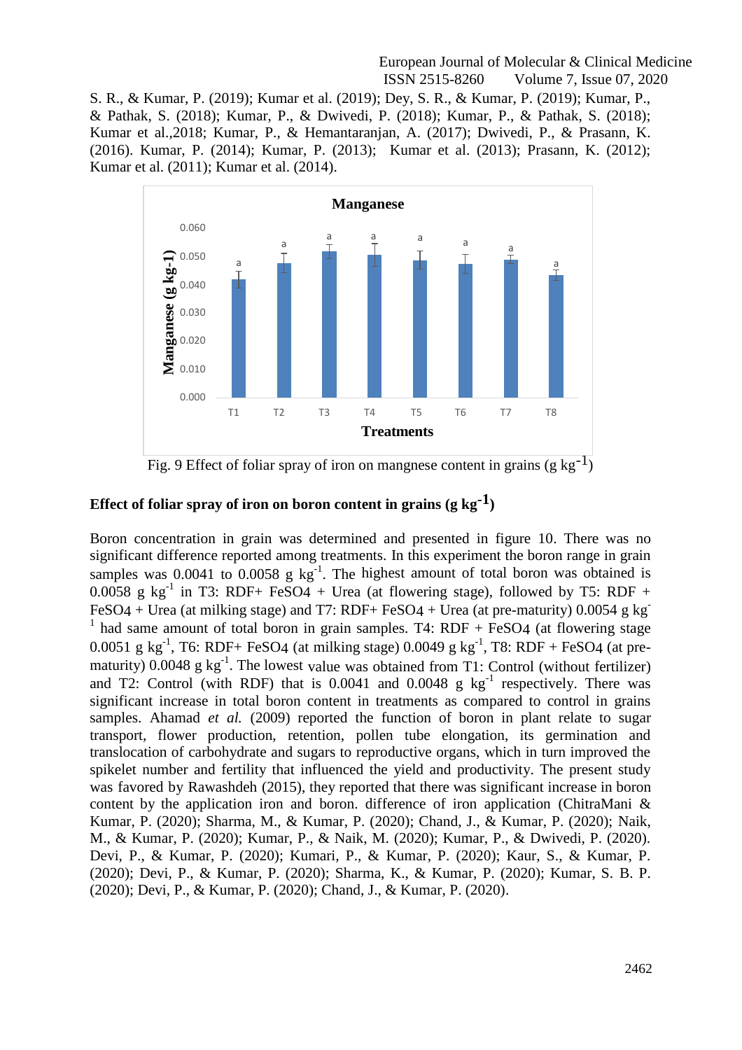S. R., & Kumar, P. (2019); Kumar et al. (2019); Dey, S. R., & Kumar, P. (2019); Kumar, P., & Pathak, S. (2018); Kumar, P., & Dwivedi, P. (2018); Kumar, P., & Pathak, S. (2018); Kumar et al.,2018; Kumar, P., & Hemantaranjan, A. (2017); Dwivedi, P., & Prasann, K. (2016). Kumar, P. (2014); Kumar, P. (2013); Kumar et al. (2013); Prasann, K. (2012); Kumar et al. (2011); Kumar et al. (2014).

Manganese

Manganese (g kg-1)

0.060
0.050
0.040
0.030
0.020
0.010
0.000

a a a a a a a a

T1 T2 T3 T4 T5 T6 T7 T8

Treatments

Fig. 9 Effect of foliar spray of iron on mangnese content in grains (g kg$^{-1}$)

## Effect of foliar spray of iron on boron content in grains (g kg$^{-1}$)

Boron concentration in grain was determined and presented in figure 10. There was no significant difference reported among treatments. In this experiment the boron range in grain samples was 0.0041 to 0.0058 g kg$^{-1}$. The highest amount of total boron was obtained is 0.0058 g kg$^{-1}$ in T3: RDF+ $FeSO_4$ + Urea (at flowering stage), followed by T5: RDF + $FeSO_4$ + Urea (at milking stage) and T7: RDF+ $FeSO_4$ + Urea (at pre-maturity) 0.0054 g kg$^{-1}$ had same amount of total boron in grain samples. T4: RDF + $FeSO_4$ (at flowering stage 0.0051 g kg$^{-1}$, T6: RDF+ $FeSO_4$ (at milking stage) 0.0049 g kg$^{-1}$, T8: RDF + $FeSO_4$ (at pre-maturity) 0.0048 g kg$^{-1}$. The lowest value was obtained from T1: Control (without fertilizer) and T2: Control (with RDF) that is 0.0041 and 0.0048 g kg$^{-1}$ respectively. There was significant increase in total boron content in treatments as compared to control in grains samples. Ahamad *et al.* (2009) reported the function of boron in plant relate to sugar transport, flower production, retention, pollen tube elongation, its germination and translocation of carbohydrate and sugars to reproductive organs, which in turn improved the spikelet number and fertility that influenced the yield and productivity. The present study was favored by Rawashdeh (2015), they reported that there was significant increase in boron content by the application iron and boron. difference of iron application (ChitraMani & Kumar, P. (2020); Sharma, M., & Kumar, P. (2020); Chand, J., & Kumar, P. (2020); Naik, M., & Kumar, P. (2020); Kumar, P., & Naik, M. (2020); Kumar, P., & Dwivedi, P. (2020). Devi, P., & Kumar, P. (2020); Kumari, P., & Kumar, P. (2020); Kaur, S., & Kumar, P. (2020); Devi, P., & Kumar, P. (2020); Sharma, K., & Kumar, P. (2020); Kumar, S. B. P. (2020); Devi, P., & Kumar, P. (2020); Chand, J., & Kumar, P. (2020).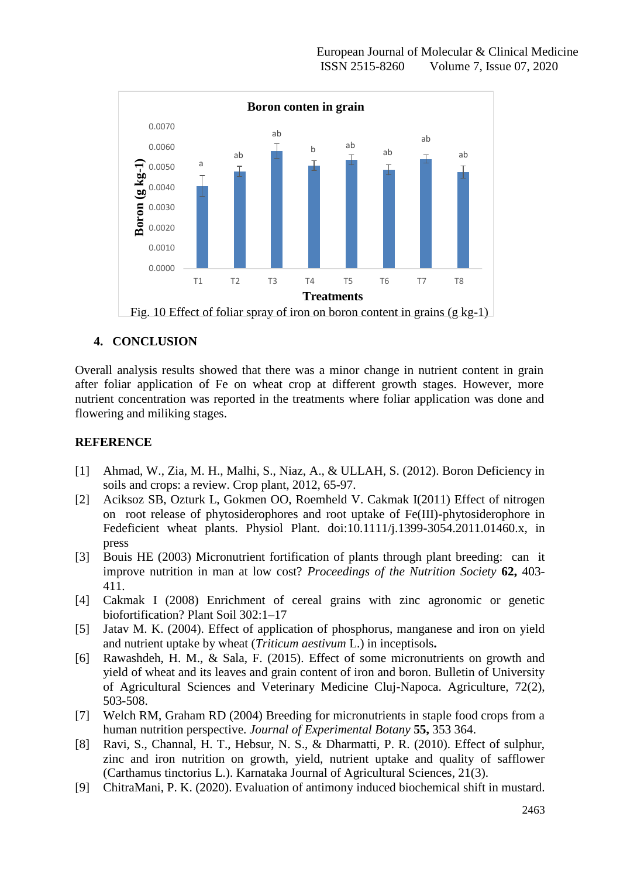Boron conten in grain

0.0070
0.0060
0.0050
0.0040
0.0030
0.0020
0.0010
0.0000

Boron (g kg-1)

a ab ab b ab ab ab ab

T1 T2 T3 T4 T5 T6 T7 T8

Treatments

Fig. 10 Effect of foliar spray of iron on boron content in grains (g kg-1)

## 4. CONCLUSION

Overall analysis results showed that there was a minor change in nutrient content in grain after foliar application of Fe on wheat crop at different growth stages. However, more nutrient concentration was reported in the treatments where foliar application was done and flowering and miliking stages.

## REFERENCE

[1] Ahmad, W., Zia, M. H., Malhi, S., Niaz, A., & ULLAH, S. (2012). Boron Deficiency in soils and crops: a review. Crop plant, 2012, 65-97.

[2] Aciksoz SB, Ozturk L, Gokmen OO, Roemheld V. Cakmak I(2011) Effect of nitrogen on root release of phytosiderophores and root uptake of Fe(III)-phytosiderophore in Fedeficient wheat plants. Physiol Plant. doi:10.1111/j.1399-3054.2011.01460.x, in press

[3] Bouis HE (2003) Micronutrient fortification of plants through plant breeding: can it improve nutrition in man at low cost? *Proceedings of the Nutrition Society* **62,** 403-411.

[4] Cakmak I (2008) Enrichment of cereal grains with zinc agronomic or genetic biofortification? Plant Soil 302:1–17

[5] Jatav M. K. (2004). Effect of application of phosphorus, manganese and iron on yield and nutrient uptake by wheat (*Triticum aestivum* L.) in inceptisols**.**

[6] Rawashdeh, H. M., & Sala, F. (2015). Effect of some micronutrients on growth and yield of wheat and its leaves and grain content of iron and boron. Bulletin of University of Agricultural Sciences and Veterinary Medicine Cluj-Napoca. Agriculture, 72(2), 503-508.

[7] Welch RM, Graham RD (2004) Breeding for micronutrients in staple food crops from a human nutrition perspective. *Journal of Experimental Botany* **55,** 353 364.

[8] Ravi, S., Channal, H. T., Hebsur, N. S., & Dharmatti, P. R. (2010). Effect of sulphur, zinc and iron nutrition on growth, yield, nutrient uptake and quality of safflower (Carthamus tinctorius L.). Karnataka Journal of Agricultural Sciences, 21(3).

[9] ChitraMani, P. K. (2020). Evaluation of antimony induced biochemical shift in mustard.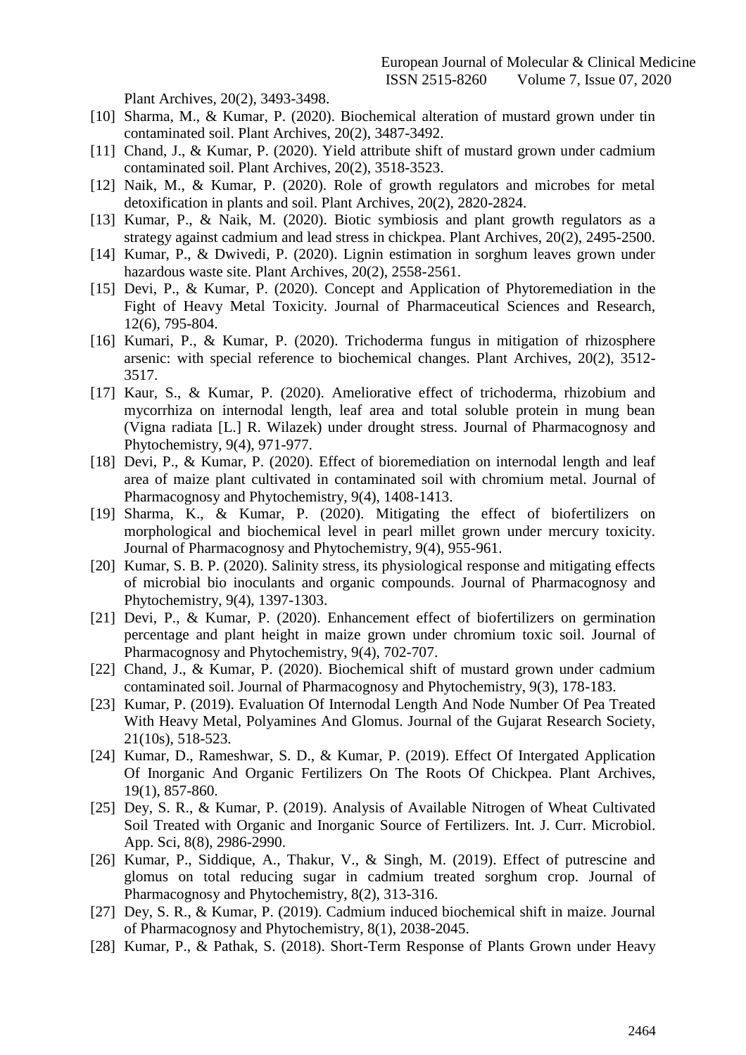Plant Archives, 20(2), 3493-3498.

[10] Sharma, M., & Kumar, P. (2020). Biochemical alteration of mustard grown under tin contaminated soil. Plant Archives, 20(2), 3487-3492.

[11] Chand, J., & Kumar, P. (2020). Yield attribute shift of mustard grown under cadmium contaminated soil. Plant Archives, 20(2), 3518-3523.

[12] Naik, M., & Kumar, P. (2020). Role of growth regulators and microbes for metal detoxification in plants and soil. Plant Archives, 20(2), 2820-2824.

[13] Kumar, P., & Naik, M. (2020). Biotic symbiosis and plant growth regulators as a strategy against cadmium and lead stress in chickpea. Plant Archives, 20(2), 2495-2500.

[14] Kumar, P., & Dwivedi, P. (2020). Lignin estimation in sorghum leaves grown under hazardous waste site. Plant Archives, 20(2), 2558-2561.

[15] Devi, P., & Kumar, P. (2020). Concept and Application of Phytoremediation in the Fight of Heavy Metal Toxicity. Journal of Pharmaceutical Sciences and Research, 12(6), 795-804.

[16] Kumari, P., & Kumar, P. (2020). Trichoderma fungus in mitigation of rhizosphere arsenic: with special reference to biochemical changes. Plant Archives, 20(2), 3512-3517.

[17] Kaur, S., & Kumar, P. (2020). Ameliorative effect of trichoderma, rhizobium and mycorrhiza on internodal length, leaf area and total soluble protein in mung bean (Vigna radiata [L.] R. Wilazek) under drought stress. Journal of Pharmacognosy and Phytochemistry, 9(4), 971-977.

[18] Devi, P., & Kumar, P. (2020). Effect of bioremediation on internodal length and leaf area of maize plant cultivated in contaminated soil with chromium metal. Journal of Pharmacognosy and Phytochemistry, 9(4), 1408-1413.

[19] Sharma, K., & Kumar, P. (2020). Mitigating the effect of biofertilizers on morphological and biochemical level in pearl millet grown under mercury toxicity. Journal of Pharmacognosy and Phytochemistry, 9(4), 955-961.

[20] Kumar, S. B. P. (2020). Salinity stress, its physiological response and mitigating effects of microbial bio inoculants and organic compounds. Journal of Pharmacognosy and Phytochemistry, 9(4), 1397-1303.

[21] Devi, P., & Kumar, P. (2020). Enhancement effect of biofertilizers on germination percentage and plant height in maize grown under chromium toxic soil. Journal of Pharmacognosy and Phytochemistry, 9(4), 702-707.

[22] Chand, J., & Kumar, P. (2020). Biochemical shift of mustard grown under cadmium contaminated soil. Journal of Pharmacognosy and Phytochemistry, 9(3), 178-183.

[23] Kumar, P. (2019). Evaluation Of Internodal Length And Node Number Of Pea Treated With Heavy Metal, Polyamines And Glomus. Journal of the Gujarat Research Society, 21(10s), 518-523.

[24] Kumar, D., Rameshwar, S. D., & Kumar, P. (2019). Effect Of Intergated Application Of Inorganic And Organic Fertilizers On The Roots Of Chickpea. Plant Archives, 19(1), 857-860.

[25] Dey, S. R., & Kumar, P. (2019). Analysis of Available Nitrogen of Wheat Cultivated Soil Treated with Organic and Inorganic Source of Fertilizers. Int. J. Curr. Microbiol. App. Sci, 8(8), 2986-2990.

[26] Kumar, P., Siddique, A., Thakur, V., & Singh, M. (2019). Effect of putrescine and glomus on total reducing sugar in cadmium treated sorghum crop. Journal of Pharmacognosy and Phytochemistry, 8(2), 313-316.

[27] Dey, S. R., & Kumar, P. (2019). Cadmium induced biochemical shift in maize. Journal of Pharmacognosy and Phytochemistry, 8(1), 2038-2045.

[28] Kumar, P., & Pathak, S. (2018). Short-Term Response of Plants Grown under Heavy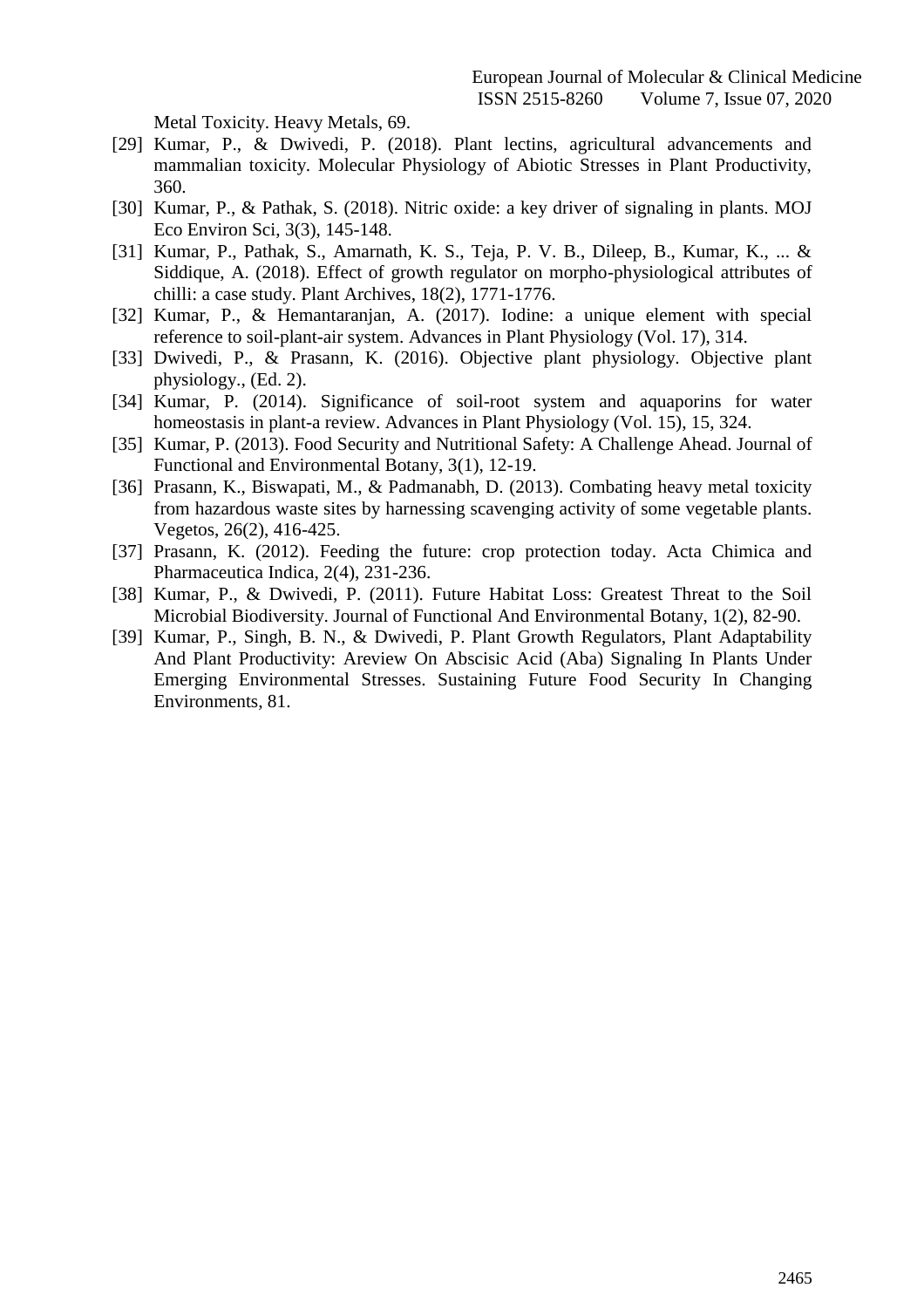Metal Toxicity. Heavy Metals, 69.

[29] Kumar, P., & Dwivedi, P. (2018). Plant lectins, agricultural advancements and mammalian toxicity. Molecular Physiology of Abiotic Stresses in Plant Productivity, 360.

[30] Kumar, P., & Pathak, S. (2018). Nitric oxide: a key driver of signaling in plants. MOJ Eco Environ Sci, 3(3), 145-148.

[31] Kumar, P., Pathak, S., Amarnath, K. S., Teja, P. V. B., Dileep, B., Kumar, K., ... & Siddique, A. (2018). Effect of growth regulator on morpho-physiological attributes of chilli: a case study. Plant Archives, 18(2), 1771-1776.

[32] Kumar, P., & Hemantaranjan, A. (2017). Iodine: a unique element with special reference to soil-plant-air system. Advances in Plant Physiology (Vol. 17), 314.

[33] Dwivedi, P., & Prasann, K. (2016). Objective plant physiology. Objective plant physiology., (Ed. 2).

[34] Kumar, P. (2014). Significance of soil-root system and aquaporins for water homeostasis in plant-a review. Advances in Plant Physiology (Vol. 15), 15, 324.

[35] Kumar, P. (2013). Food Security and Nutritional Safety: A Challenge Ahead. Journal of Functional and Environmental Botany, 3(1), 12-19.

[36] Prasann, K., Biswapati, M., & Padmanabh, D. (2013). Combating heavy metal toxicity from hazardous waste sites by harnessing scavenging activity of some vegetable plants. Vegetos, 26(2), 416-425.

[37] Prasann, K. (2012). Feeding the future: crop protection today. Acta Chimica and Pharmaceutica Indica, 2(4), 231-236.

[38] Kumar, P., & Dwivedi, P. (2011). Future Habitat Loss: Greatest Threat to the Soil Microbial Biodiversity. Journal of Functional And Environmental Botany, 1(2), 82-90.

[39] Kumar, P., Singh, B. N., & Dwivedi, P. Plant Growth Regulators, Plant Adaptability And Plant Productivity: Areview On Abscisic Acid (Aba) Signaling In Plants Under Emerging Environmental Stresses. Sustaining Future Food Security In Changing Environments, 81.